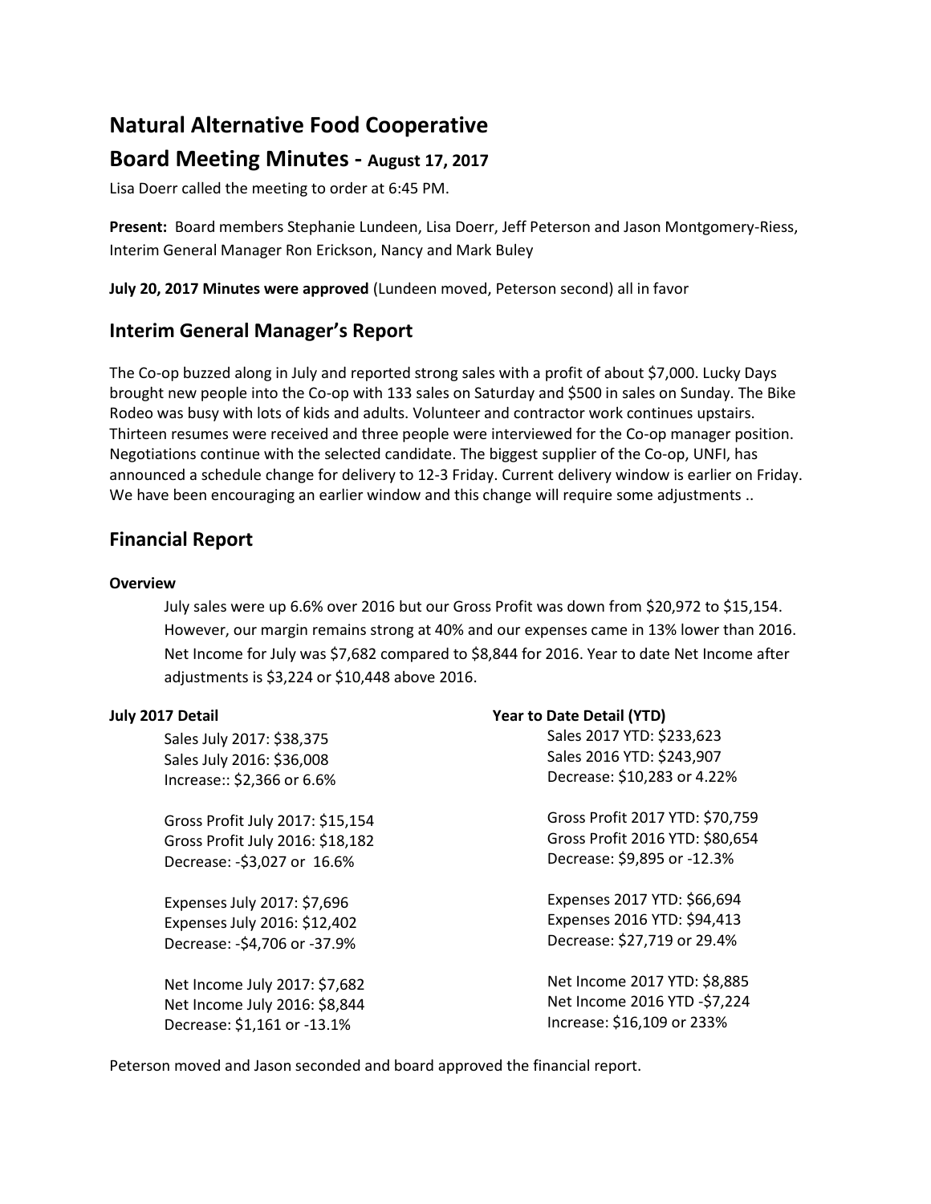# Natural Alternative Food Cooperative

## Board Meeting Minutes - August 17, 2017

Lisa Doerr called the meeting to order at 6:45 PM.

**Present:** Board members Stephanie Lundeen, Lisa Doerr, Jeff Peterson and Jason Montgomery-Riess, Interim General Manager Ron Erickson, Nancy and Mark Buley

**July 20, 2017 Minutes were approved** (Lundeen moved, Peterson second) all in favor

## Interim General Manager's Report

The Co-op buzzed along in July and reported strong sales with a profit of about $7,000. Lucky Days brought new people into the Co-op with 133 sales on Saturday and $500 in sales on Sunday. The Bike Rodeo was busy with lots of kids and adults. Volunteer and contractor work continues upstairs. Thirteen resumes were received and three people were interviewed for the Co-op manager position. Negotiations continue with the selected candidate. The biggest supplier of the Co-op, UNFI, has announced a schedule change for delivery to 12-3 Friday. Current delivery window is earlier on Friday. We have been encouraging an earlier window and this change will require some adjustments ..

## Financial Report

### Overview

July sales were up 6.6% over 2016 but our Gross Profit was down from $20,972 to $15,154. However, our margin remains strong at 40% and our expenses came in 13% lower than 2016. Net Income for July was $7,682 compared to $8,844 for 2016. Year to date Net Income after adjustments is $3,224 or $10,448 above 2016.

### July 2017 Detail

Sales July 2017: $38,375
Sales July 2016: $36,008
Increase:: $2,366 or 6.6%

Gross Profit July 2017: $15,154
Gross Profit July 2016: $18,182
Decrease: -$3,027 or 16.6%

Expenses July 2017: $7,696
Expenses July 2016: $12,402
Decrease: -$4,706 or -37.9%

Net Income July 2017: $7,682
Net Income July 2016: $8,844
Decrease: $1,161 or -13.1%

### Year to Date Detail (YTD)

Sales 2017 YTD: $233,623
Sales 2016 YTD: $243,907
Decrease: $10,283 or 4.22%

Gross Profit 2017 YTD: $70,759
Gross Profit 2016 YTD: $80,654
Decrease: $9,895 or -12.3%

Expenses 2017 YTD: $66,694
Expenses 2016 YTD: $94,413
Decrease: $27,719 or 29.4%

Net Income 2017 YTD: $8,885
Net Income 2016 YTD -$7,224
Increase: $16,109 or 233%

Peterson moved and Jason seconded and board approved the financial report.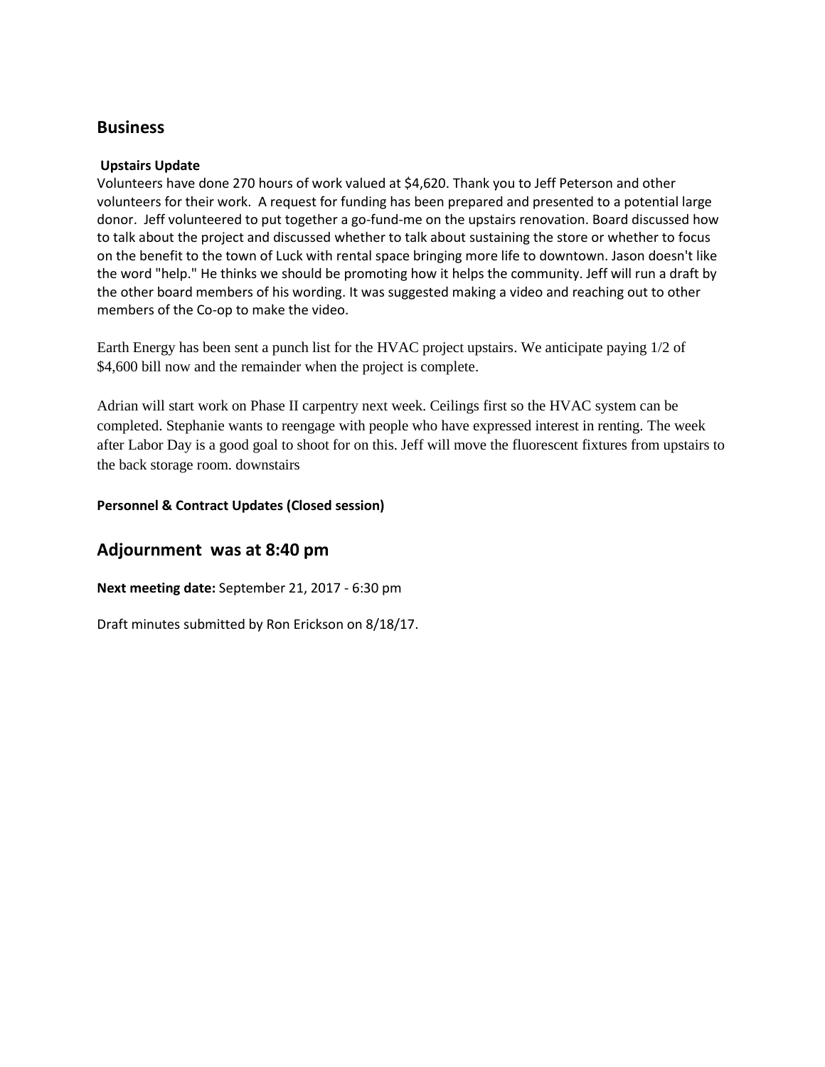## Business

**Upstairs Update**

Volunteers have done 270 hours of work valued at $4,620. Thank you to Jeff Peterson and other volunteers for their work. A request for funding has been prepared and presented to a potential large donor. Jeff volunteered to put together a go-fund-me on the upstairs renovation. Board discussed how to talk about the project and discussed whether to talk about sustaining the store or whether to focus on the benefit to the town of Luck with rental space bringing more life to downtown. Jason doesn't like the word "help." He thinks we should be promoting how it helps the community. Jeff will run a draft by the other board members of his wording. It was suggested making a video and reaching out to other members of the Co-op to make the video.

Earth Energy has been sent a punch list for the HVAC project upstairs. We anticipate paying 1/2 of $4,600 bill now and the remainder when the project is complete.

Adrian will start work on Phase II carpentry next week. Ceilings first so the HVAC system can be completed. Stephanie wants to reengage with people who have expressed interest in renting. The week after Labor Day is a good goal to shoot for on this. Jeff will move the fluorescent fixtures from upstairs to the back storage room. downstairs

**Personnel & Contract Updates (Closed session)**

## Adjournment was at 8:40 pm

**Next meeting date:** September 21, 2017 - 6:30 pm

Draft minutes submitted by Ron Erickson on 8/18/17.